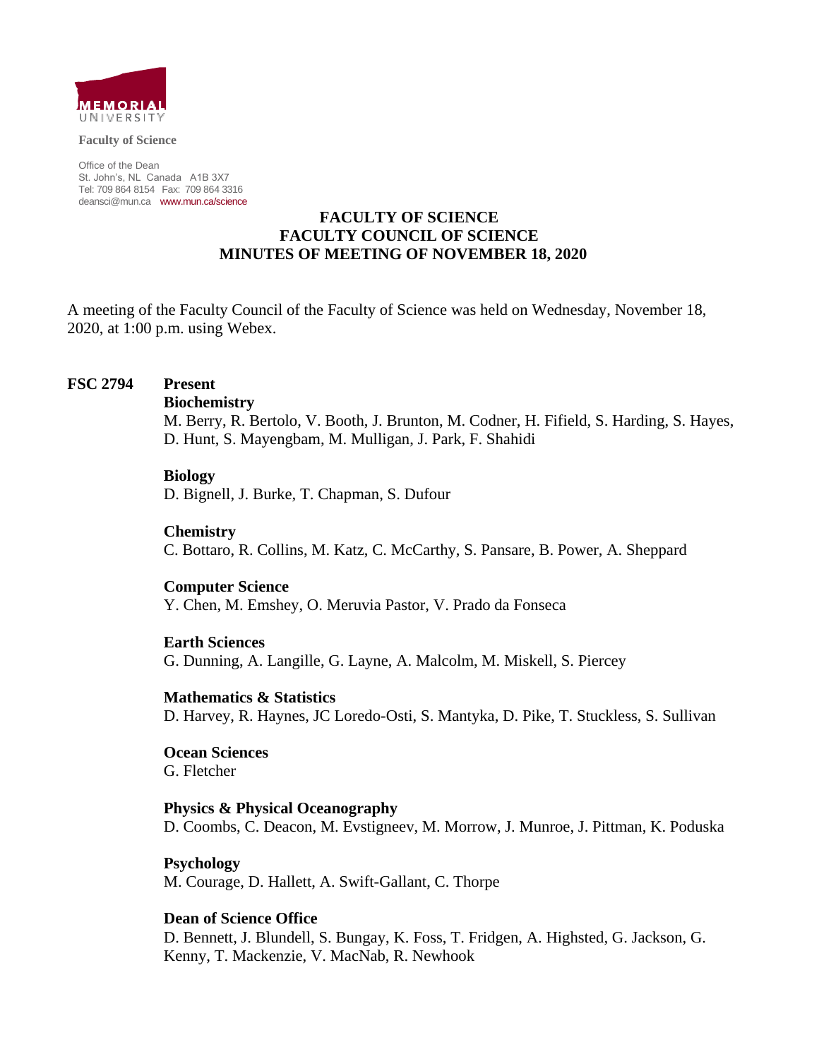MEMORIAL UNIVERSITY

**Faculty of Science**

Office of the Dean
St. John's, NL Canada A1B 3X7
Tel: 709 864 8154 Fax: 709 864 3316
deansci@mun.ca www.mun.ca/science

# FACULTY OF SCIENCE
# FACULTY COUNCIL OF SCIENCE
# MINUTES OF MEETING OF NOVEMBER 18, 2020

A meeting of the Faculty Council of the Faculty of Science was held on Wednesday, November 18, 2020, at 1:00 p.m. using Webex.

**FSC 2794** **Present**

**Biochemistry**
M. Berry, R. Bertolo, V. Booth, J. Brunton, M. Codner, H. Fifield, S. Harding, S. Hayes, D. Hunt, S. Mayengbam, M. Mulligan, J. Park, F. Shahidi

**Biology**
D. Bignell, J. Burke, T. Chapman, S. Dufour

**Chemistry**
C. Bottaro, R. Collins, M. Katz, C. McCarthy, S. Pansare, B. Power, A. Sheppard

**Computer Science**
Y. Chen, M. Emshey, O. Meruvia Pastor, V. Prado da Fonseca

**Earth Sciences**
G. Dunning, A. Langille, G. Layne, A. Malcolm, M. Miskell, S. Piercey

**Mathematics & Statistics**
D. Harvey, R. Haynes, JC Loredo-Osti, S. Mantyka, D. Pike, T. Stuckless, S. Sullivan

**Ocean Sciences**
G. Fletcher

**Physics & Physical Oceanography**
D. Coombs, C. Deacon, M. Evstigneev, M. Morrow, J. Munroe, J. Pittman, K. Poduska

**Psychology**
M. Courage, D. Hallett, A. Swift-Gallant, C. Thorpe

**Dean of Science Office**
D. Bennett, J. Blundell, S. Bungay, K. Foss, T. Fridgen, A. Highsted, G. Jackson, G. Kenny, T. Mackenzie, V. MacNab, R. Newhook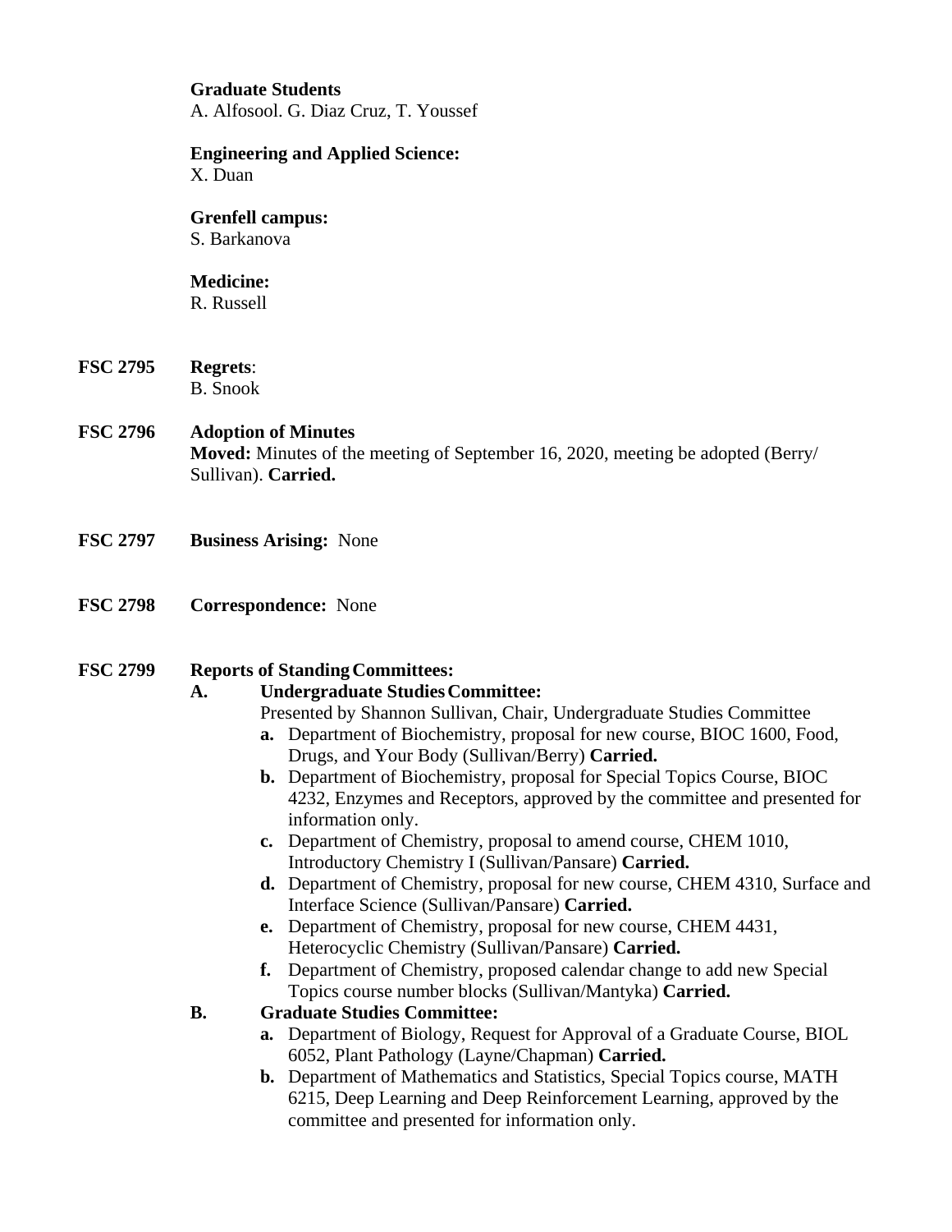**Graduate Students**
A. Alfosool. G. Diaz Cruz, T. Youssef

**Engineering and Applied Science:**
X. Duan

**Grenfell campus:**
S. Barkanova

**Medicine:**
R. Russell

**FSC 2795** **Regrets**:
B. Snook

**FSC 2796** **Adoption of Minutes**
**Moved:** Minutes of the meeting of September 16, 2020, meeting be adopted (Berry/ Sullivan). **Carried.**

**FSC 2797** **Business Arising:** None

**FSC 2798** **Correspondence:** None

**FSC 2799** **Reports of Standing Committees:**

**A. Undergraduate Studies Committee:**

Presented by Shannon Sullivan, Chair, Undergraduate Studies Committee

- **a.** Department of Biochemistry, proposal for new course, BIOC 1600, Food, Drugs, and Your Body (Sullivan/Berry) **Carried.**
- **b.** Department of Biochemistry, proposal for Special Topics Course, BIOC 4232, Enzymes and Receptors, approved by the committee and presented for information only.
- **c.** Department of Chemistry, proposal to amend course, CHEM 1010, Introductory Chemistry I (Sullivan/Pansare) **Carried.**
- **d.** Department of Chemistry, proposal for new course, CHEM 4310, Surface and Interface Science (Sullivan/Pansare) **Carried.**
- **e.** Department of Chemistry, proposal for new course, CHEM 4431, Heterocyclic Chemistry (Sullivan/Pansare) **Carried.**
- **f.** Department of Chemistry, proposed calendar change to add new Special Topics course number blocks (Sullivan/Mantyka) **Carried.**

**B. Graduate Studies Committee:**

- **a.** Department of Biology, Request for Approval of a Graduate Course, BIOL 6052, Plant Pathology (Layne/Chapman) **Carried.**
- **b.** Department of Mathematics and Statistics, Special Topics course, MATH 6215, Deep Learning and Deep Reinforcement Learning, approved by the committee and presented for information only.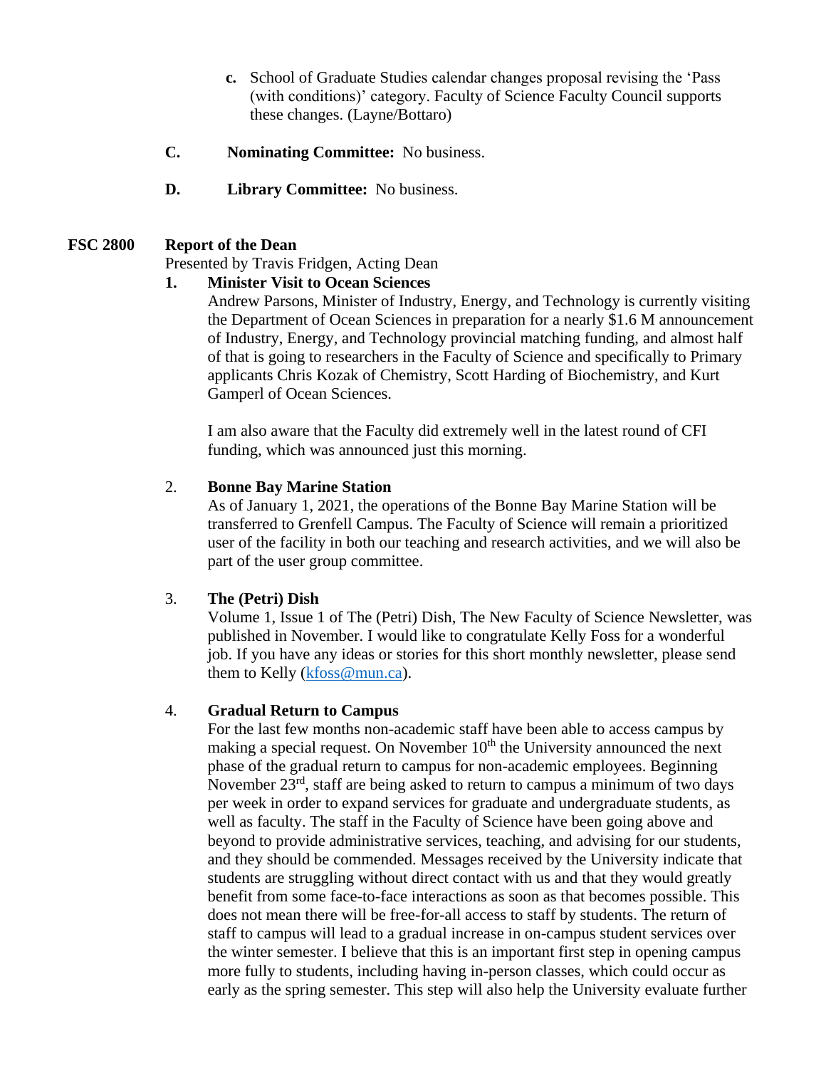c. School of Graduate Studies calendar changes proposal revising the 'Pass (with conditions)' category. Faculty of Science Faculty Council supports these changes. (Layne/Bottaro)

**C. Nominating Committee:** No business.

**D. Library Committee:** No business.

## FSC 2800 Report of the Dean

Presented by Travis Fridgen, Acting Dean

**1. Minister Visit to Ocean Sciences**

Andrew Parsons, Minister of Industry, Energy, and Technology is currently visiting the Department of Ocean Sciences in preparation for a nearly \$1.6 M announcement of Industry, Energy, and Technology provincial matching funding, and almost half of that is going to researchers in the Faculty of Science and specifically to Primary applicants Chris Kozak of Chemistry, Scott Harding of Biochemistry, and Kurt Gamperl of Ocean Sciences.

I am also aware that the Faculty did extremely well in the latest round of CFI funding, which was announced just this morning.

**2. Bonne Bay Marine Station**

As of January 1, 2021, the operations of the Bonne Bay Marine Station will be transferred to Grenfell Campus. The Faculty of Science will remain a prioritized user of the facility in both our teaching and research activities, and we will also be part of the user group committee.

**3. The (Petri) Dish**

Volume 1, Issue 1 of The (Petri) Dish, The New Faculty of Science Newsletter, was published in November. I would like to congratulate Kelly Foss for a wonderful job. If you have any ideas or stories for this short monthly newsletter, please send them to Kelly (kfoss@mun.ca).

**4. Gradual Return to Campus**

For the last few months non-academic staff have been able to access campus by making a special request. On November 10th the University announced the next phase of the gradual return to campus for non-academic employees. Beginning November 23rd, staff are being asked to return to campus a minimum of two days per week in order to expand services for graduate and undergraduate students, as well as faculty. The staff in the Faculty of Science have been going above and beyond to provide administrative services, teaching, and advising for our students, and they should be commended. Messages received by the University indicate that students are struggling without direct contact with us and that they would greatly benefit from some face-to-face interactions as soon as that becomes possible. This does not mean there will be free-for-all access to staff by students. The return of staff to campus will lead to a gradual increase in on-campus student services over the winter semester. I believe that this is an important first step in opening campus more fully to students, including having in-person classes, which could occur as early as the spring semester. This step will also help the University evaluate further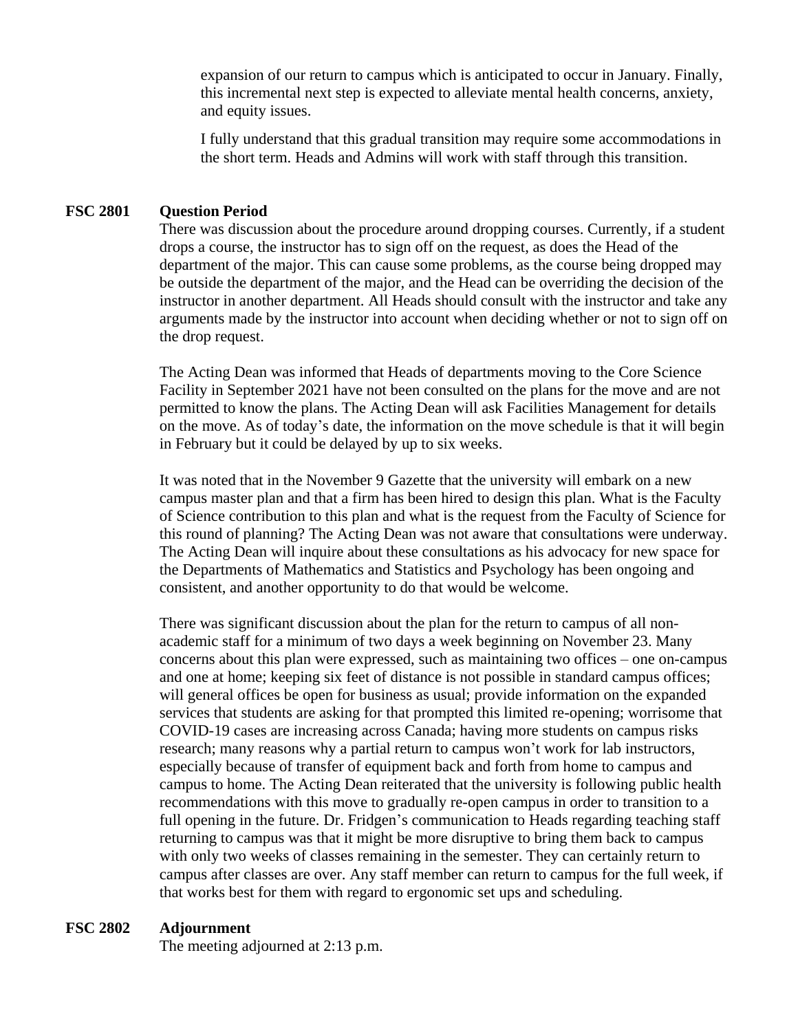expansion of our return to campus which is anticipated to occur in January. Finally, this incremental next step is expected to alleviate mental health concerns, anxiety, and equity issues.

I fully understand that this gradual transition may require some accommodations in the short term. Heads and Admins will work with staff through this transition.

**FSC 2801 Question Period**

There was discussion about the procedure around dropping courses. Currently, if a student drops a course, the instructor has to sign off on the request, as does the Head of the department of the major. This can cause some problems, as the course being dropped may be outside the department of the major, and the Head can be overriding the decision of the instructor in another department. All Heads should consult with the instructor and take any arguments made by the instructor into account when deciding whether or not to sign off on the drop request.

The Acting Dean was informed that Heads of departments moving to the Core Science Facility in September 2021 have not been consulted on the plans for the move and are not permitted to know the plans. The Acting Dean will ask Facilities Management for details on the move. As of today's date, the information on the move schedule is that it will begin in February but it could be delayed by up to six weeks.

It was noted that in the November 9 Gazette that the university will embark on a new campus master plan and that a firm has been hired to design this plan. What is the Faculty of Science contribution to this plan and what is the request from the Faculty of Science for this round of planning? The Acting Dean was not aware that consultations were underway. The Acting Dean will inquire about these consultations as his advocacy for new space for the Departments of Mathematics and Statistics and Psychology has been ongoing and consistent, and another opportunity to do that would be welcome.

There was significant discussion about the plan for the return to campus of all non-academic staff for a minimum of two days a week beginning on November 23. Many concerns about this plan were expressed, such as maintaining two offices – one on-campus and one at home; keeping six feet of distance is not possible in standard campus offices; will general offices be open for business as usual; provide information on the expanded services that students are asking for that prompted this limited re-opening; worrisome that COVID-19 cases are increasing across Canada; having more students on campus risks research; many reasons why a partial return to campus won't work for lab instructors, especially because of transfer of equipment back and forth from home to campus and campus to home. The Acting Dean reiterated that the university is following public health recommendations with this move to gradually re-open campus in order to transition to a full opening in the future. Dr. Fridgen's communication to Heads regarding teaching staff returning to campus was that it might be more disruptive to bring them back to campus with only two weeks of classes remaining in the semester. They can certainly return to campus after classes are over. Any staff member can return to campus for the full week, if that works best for them with regard to ergonomic set ups and scheduling.

**FSC 2802 Adjournment**

The meeting adjourned at 2:13 p.m.